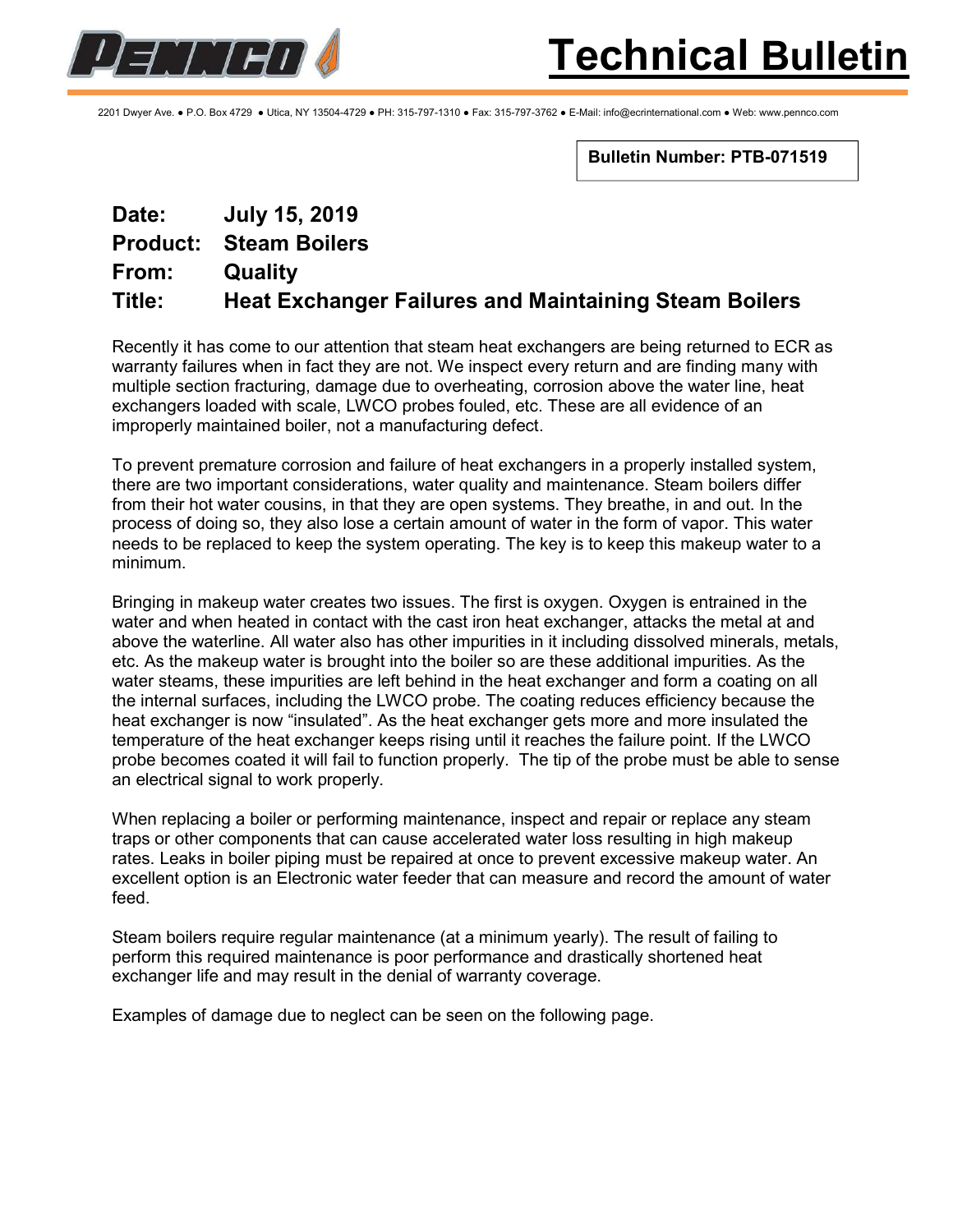# Technical Bulletin

2201 Dwyer Ave. ● P.O. Box 4729 ● Utica, NY 13504-4729 ● PH: 315-797-1310 ● Fax: 315-797-3762 ● E-Mail: info@ecrinternational.com ● Web: www.pennco.com

**Bulletin Number: PTB-071519**

**Date:** **July 15, 2019**
**Product:** **Steam Boilers**
**From:** **Quality**
**Title:** **Heat Exchanger Failures and Maintaining Steam Boilers**

Recently it has come to our attention that steam heat exchangers are being returned to ECR as warranty failures when in fact they are not. We inspect every return and are finding many with multiple section fracturing, damage due to overheating, corrosion above the water line, heat exchangers loaded with scale, LWCO probes fouled, etc. These are all evidence of an improperly maintained boiler, not a manufacturing defect.

To prevent premature corrosion and failure of heat exchangers in a properly installed system, there are two important considerations, water quality and maintenance. Steam boilers differ from their hot water cousins, in that they are open systems. They breathe, in and out. In the process of doing so, they also lose a certain amount of water in the form of vapor. This water needs to be replaced to keep the system operating. The key is to keep this makeup water to a minimum.

Bringing in makeup water creates two issues. The first is oxygen. Oxygen is entrained in the water and when heated in contact with the cast iron heat exchanger, attacks the metal at and above the waterline. All water also has other impurities in it including dissolved minerals, metals, etc. As the makeup water is brought into the boiler so are these additional impurities. As the water steams, these impurities are left behind in the heat exchanger and form a coating on all the internal surfaces, including the LWCO probe. The coating reduces efficiency because the heat exchanger is now "insulated". As the heat exchanger gets more and more insulated the temperature of the heat exchanger keeps rising until it reaches the failure point. If the LWCO probe becomes coated it will fail to function properly. The tip of the probe must be able to sense an electrical signal to work properly.

When replacing a boiler or performing maintenance, inspect and repair or replace any steam traps or other components that can cause accelerated water loss resulting in high makeup rates. Leaks in boiler piping must be repaired at once to prevent excessive makeup water. An excellent option is an Electronic water feeder that can measure and record the amount of water feed.

Steam boilers require regular maintenance (at a minimum yearly). The result of failing to perform this required maintenance is poor performance and drastically shortened heat exchanger life and may result in the denial of warranty coverage.

Examples of damage due to neglect can be seen on the following page.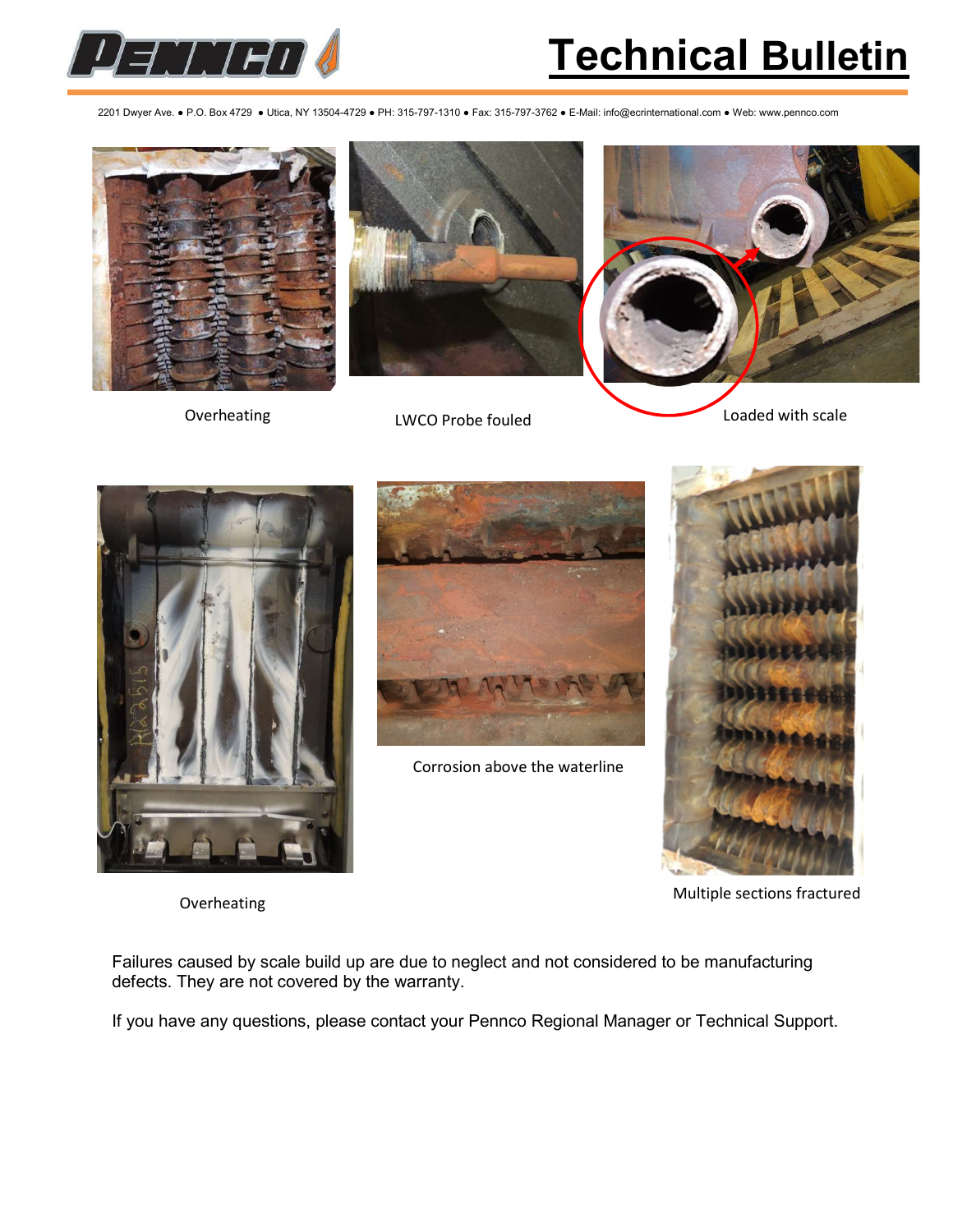Overheating

LWCO Probe fouled

Loaded with scale

Overheating

Corrosion above the waterline

Multiple sections fractured

Failures caused by scale build up are due to neglect and not considered to be manufacturing defects. They are not covered by the warranty.

If you have any questions, please contact your Pennco Regional Manager or Technical Support.